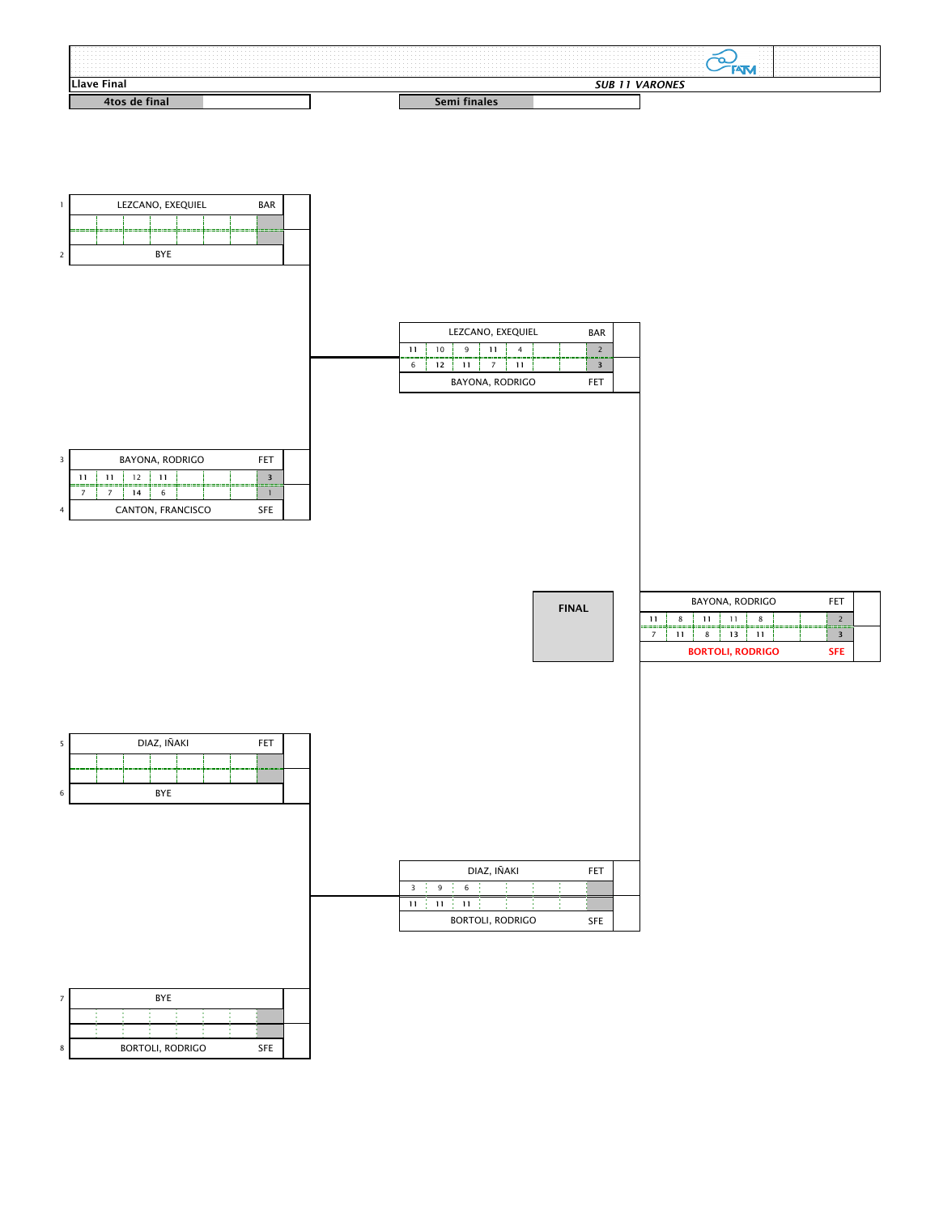**Llave Final** — ***SUB 11 VARONES***

## 4tos de final

| # | Jugador | Club | Set 1 | Set 2 | Set 3 | Set 4 | Set 5 | Sets |
|---|---|---|---|---|---|---|---|---|
| 1 | LEZCANO, EXEQUIEL | BAR | | | | | | |
| 2 | BYE | | | | | | | |

| # | Jugador | Club | Set 1 | Set 2 | Set 3 | Set 4 | Set 5 | Sets |
|---|---|---|---|---|---|---|---|---|
| 3 | BAYONA, RODRIGO | FET | 11 | 11 | 12 | 11 | | 3 |
| 4 | CANTON, FRANCISCO | SFE | 7 | 7 | 14 | 6 | | 1 |

| # | Jugador | Club | Set 1 | Set 2 | Set 3 | Set 4 | Set 5 | Sets |
|---|---|---|---|---|---|---|---|---|
| 5 | DIAZ, IÑAKI | FET | | | | | | |
| 6 | BYE | | | | | | | |

| # | Jugador | Club | Set 1 | Set 2 | Set 3 | Set 4 | Set 5 | Sets |
|---|---|---|---|---|---|---|---|---|
| 7 | BYE | | | | | | | |
| 8 | BORTOLI, RODRIGO | SFE | | | | | | |

## Semi finales

| Jugador | Club | Set 1 | Set 2 | Set 3 | Set 4 | Set 5 | Sets |
|---|---|---|---|---|---|---|---|
| LEZCANO, EXEQUIEL | BAR | 11 | 10 | 9 | 11 | 4 | 2 |
| BAYONA, RODRIGO | FET | 6 | 12 | 11 | 7 | 11 | 3 |

| Jugador | Club | Set 1 | Set 2 | Set 3 | Set 4 | Set 5 | Sets |
|---|---|---|---|---|---|---|---|
| DIAZ, IÑAKI | FET | 3 | 9 | 6 | | | |
| BORTOLI, RODRIGO | SFE | 11 | 11 | 11 | | | |

## FINAL

| Jugador | Club | Set 1 | Set 2 | Set 3 | Set 4 | Set 5 | Sets |
|---|---|---|---|---|---|---|---|
| BAYONA, RODRIGO | FET | 11 | 8 | 11 | 11 | 8 | 2 |
| **BORTOLI, RODRIGO** | **SFE** | 7 | 11 | 8 | 13 | 11 | 3 |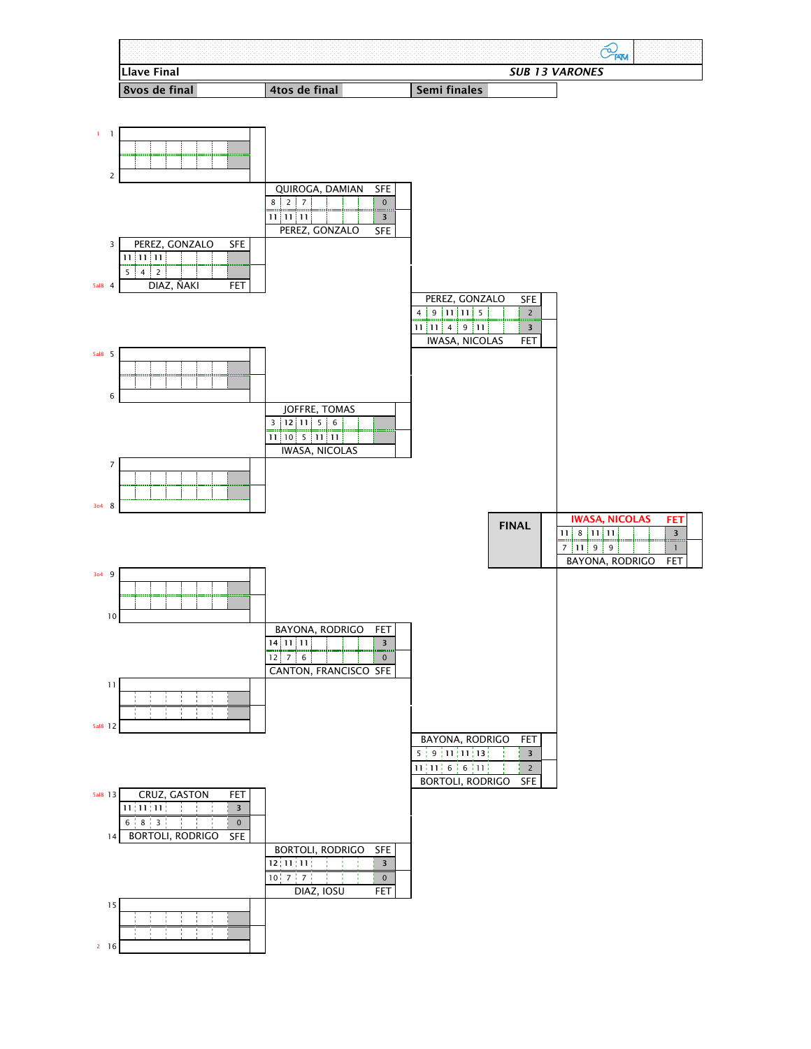**Llave Final** — ***SUB 13 VARONES***

| 8vos de final | 4tos de final | Semi finales |
|---|---|---|

## 8vos de final

| Pos | Jugador | Club | Sets | Games |
|---|---|---|---|---|
| 1 | | | | |
| 2 | | | | |
| 3 | PEREZ, GONZALO | SFE | | 11 · 11 · 11 |
| 4 (Sal8) | DIAZ, ÑAKI | FET | | 5 · 4 · 2 |
| 5 (Sal8) | | | | |
| 6 | | | | |
| 7 | | | | |
| 8 (3o4) | | | | |
| 9 (3o4) | | | | |
| 10 | | | | |
| 11 | | | | |
| 12 (Sal8) | | | | |
| 13 (Sal8) | CRUZ, GASTON | FET | 3 | 11 · 11 · 11 |
| 14 | BORTOLI, RODRIGO | SFE | 0 | 6 · 8 · 3 |
| 15 | | | | |
| 16 (2) | | | | |

## 4tos de final

| Jugador | Club | Games | Sets |
|---|---|---|---|
| QUIROGA, DAMIAN | SFE | 8 · 2 · 7 | 0 |
| PEREZ, GONZALO | SFE | 11 · 11 · 11 | 3 |
| JOFFRE, TOMAS | | 3 · 12 · 11 · 5 · 6 | |
| IWASA, NICOLAS | | 11 · 10 · 5 · 11 · 11 | |
| BAYONA, RODRIGO | FET | 14 · 11 · 11 | 3 |
| CANTON, FRANCISCO | SFE | 12 · 7 · 6 | 0 |
| BORTOLI, RODRIGO | SFE | 12 · 11 · 11 | 3 |
| DIAZ, IOSU | FET | 10 · 7 · 7 | 0 |

## Semi finales

| Jugador | Club | Games | Sets |
|---|---|---|---|
| PEREZ, GONZALO | SFE | 4 · 9 · 11 · 11 · 5 | 2 |
| IWASA, NICOLAS | FET | 11 · 11 · 4 · 9 · 11 | 3 |
| BAYONA, RODRIGO | FET | 5 · 9 · 11 · 11 · 13 | 3 |
| BORTOLI, RODRIGO | SFE | 11 · 11 · 6 · 6 · 11 | 2 |

## FINAL

| Jugador | Club | Games | Sets |
|---|---|---|---|
| IWASA, NICOLAS | FET | 11 · 8 · 11 · 11 | 3 |
| BAYONA, RODRIGO | FET | 7 · 11 · 9 · 9 | 1 |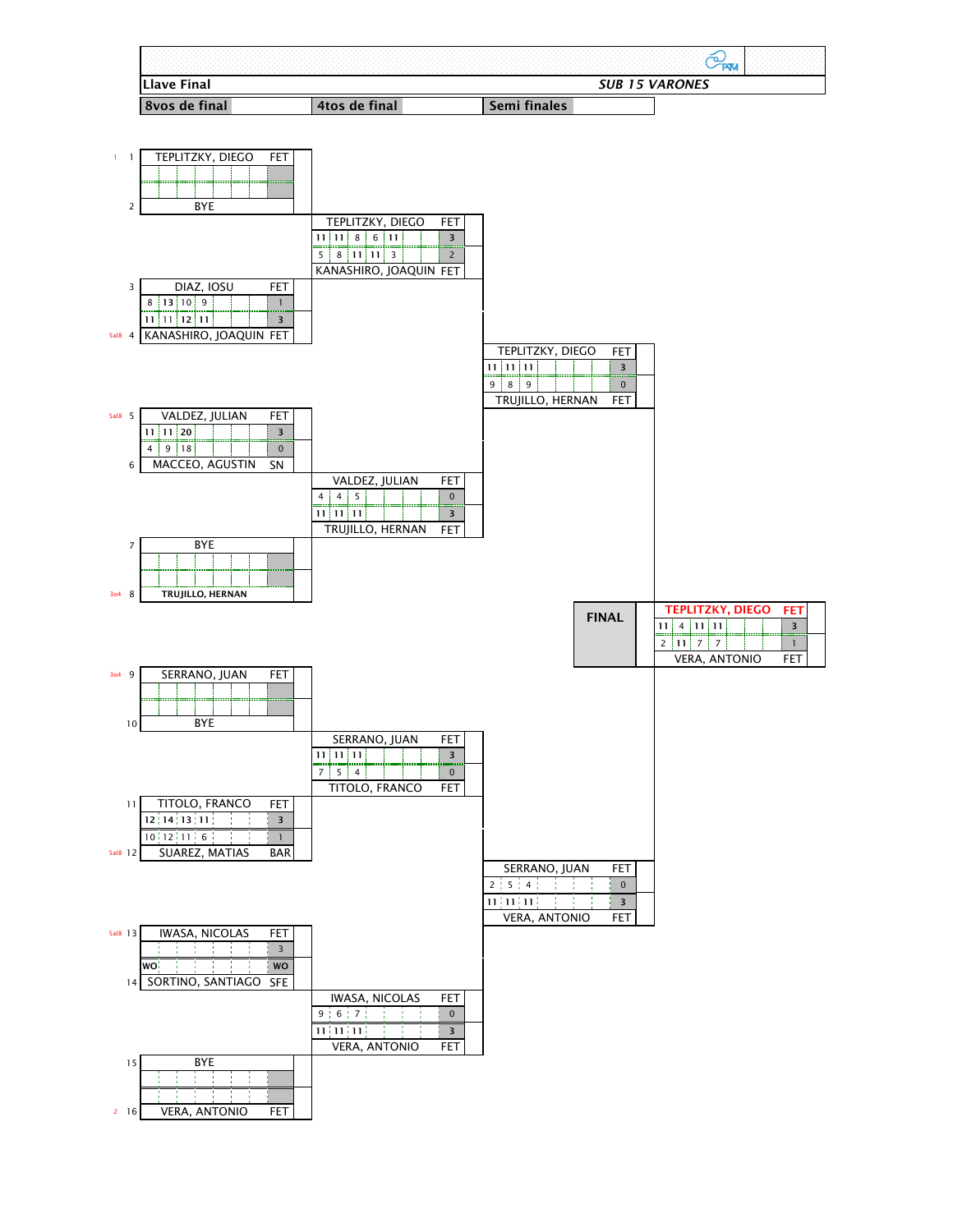**Llave Final** — ***SUB 15 VARONES***

| 8vos de final | 4tos de final | Semi finales |
|---|---|---|

## 8vos de final

| Seed | # | Player | Club | Sets | Score | Winner |
|---|---|---|---|---|---|---|
| 1 | 1 | TEPLITZKY, DIEGO | FET | | | |
| | 2 | BYE | | | | |
| | 3 | DIAZ, IOSU | FET | 8, 13, 10, 9 | 1 | |
| 5al8 | 4 | KANASHIRO, JOAQUIN | FET | 11, 11, 12, 11 | 3 | |
| 5al8 | 5 | VALDEZ, JULIAN | FET | 11, 11, 20 | 3 | |
| | 6 | MACCEO, AGUSTIN | SN | 4, 9, 18 | 0 | |
| | 7 | BYE | | | | |
| 3o4 | 8 | TRUJILLO, HERNAN | | | | |
| 3o4 | 9 | SERRANO, JUAN | FET | | | |
| | 10 | BYE | | | | |
| | 11 | TITOLO, FRANCO | FET | 12, 14, 13, 11 | 3 | |
| 5al8 | 12 | SUAREZ, MATIAS | BAR | 10, 12, 11, 6 | 1 | |
| 5al8 | 13 | IWASA, NICOLAS | FET | | 3 | |
| | 14 | SORTINO, SANTIAGO | SFE | WO | WO | |
| | 15 | BYE | | | | |
| 2 | 16 | VERA, ANTONIO | FET | | | |

## 4tos de final

| Player | Club | Sets | Score |
|---|---|---|---|
| TEPLITZKY, DIEGO | FET | 11, 11, 8, 6, 11 | 3 |
| KANASHIRO, JOAQUIN | FET | 5, 8, 11, 11, 3 | 2 |
| VALDEZ, JULIAN | FET | 4, 4, 5 | 0 |
| TRUJILLO, HERNAN | FET | 11, 11, 11 | 3 |
| SERRANO, JUAN | FET | 11, 11, 11 | 3 |
| TITOLO, FRANCO | FET | 7, 5, 4 | 0 |
| IWASA, NICOLAS | FET | 9, 6, 7 | 0 |
| VERA, ANTONIO | FET | 11, 11, 11 | 3 |

## Semi finales

| Player | Club | Sets | Score |
|---|---|---|---|
| TEPLITZKY, DIEGO | FET | 11, 11, 11 | 3 |
| TRUJILLO, HERNAN | FET | 9, 8, 9 | 0 |
| SERRANO, JUAN | FET | 2, 5, 4 | 0 |
| VERA, ANTONIO | FET | 11, 11, 11 | 3 |

## FINAL

| Player | Club | Sets | Score |
|---|---|---|---|
| TEPLITZKY, DIEGO | FET | 11, 4, 11, 11 | 3 |
| VERA, ANTONIO | FET | 2, 11, 7, 7 | 1 |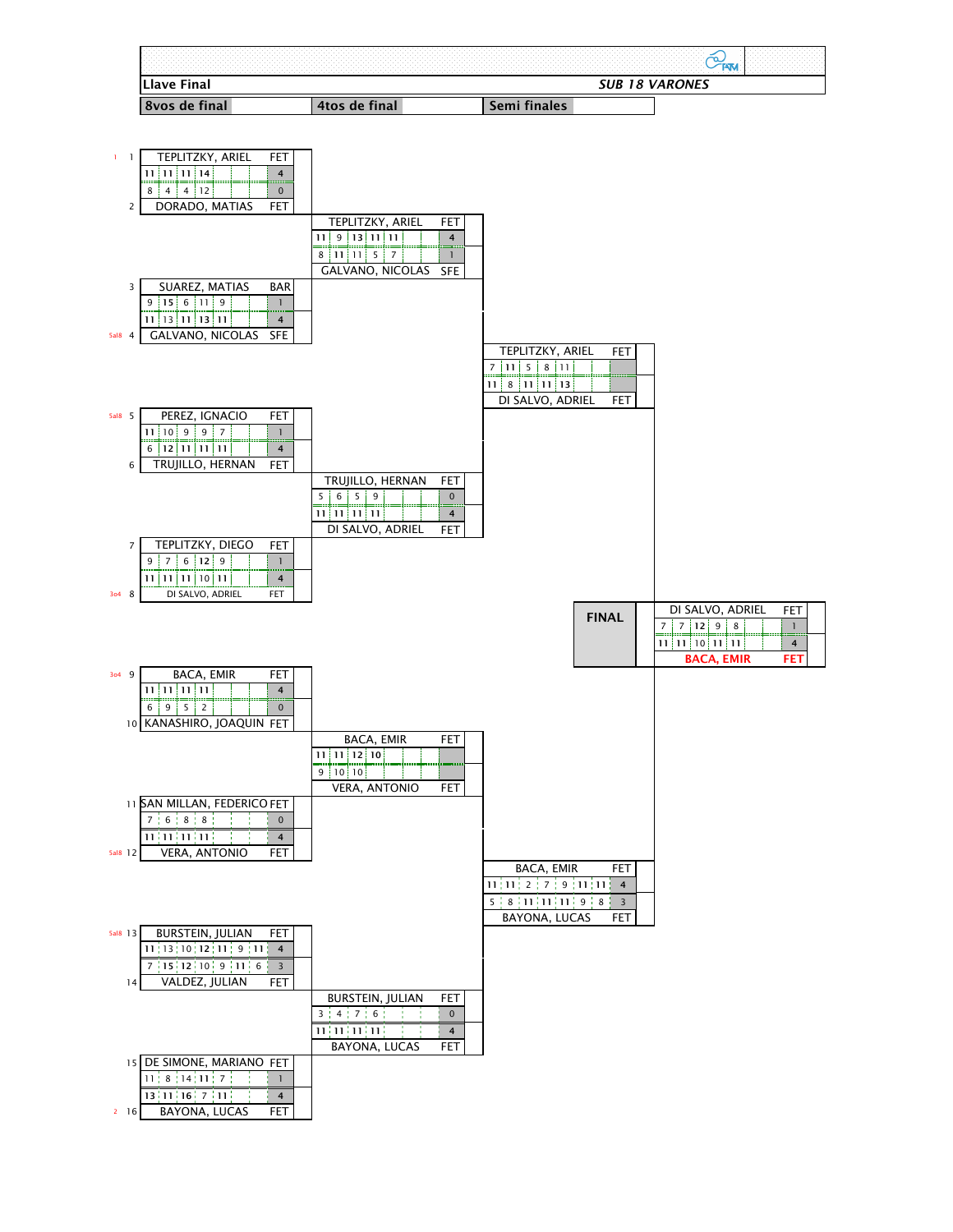**Llave Final** — ***SUB 18 VARONES***

## 8vos de final

| Seed | # | Player | Club | Set 1 | Set 2 | Set 3 | Set 4 | Set 5 | Set 6 | Set 7 | Sets |
|---|---|---|---|---|---|---|---|---|---|---|---|
| 1 | 1 | TEPLITZKY, ARIEL | FET | 11 | 11 | 11 | 14 | | | | 4 |
| | 2 | DORADO, MATIAS | FET | 8 | 4 | 4 | 12 | | | | 0 |
| | 3 | SUAREZ, MATIAS | BAR | 9 | 15 | 6 | 11 | 9 | | | 1 |
| 5al8 | 4 | GALVANO, NICOLAS | SFE | 11 | 13 | 11 | 13 | 11 | | | 4 |
| 5al8 | 5 | PEREZ, IGNACIO | FET | 11 | 10 | 9 | 9 | 7 | | | 1 |
| | 6 | TRUJILLO, HERNAN | FET | 6 | 12 | 11 | 11 | 11 | | | 4 |
| | 7 | TEPLITZKY, DIEGO | FET | 9 | 7 | 6 | 12 | 9 | | | 1 |
| 3o4 | 8 | DI SALVO, ADRIEL | FET | 11 | 11 | 11 | 10 | 11 | | | 4 |
| 3o4 | 9 | BACA, EMIR | FET | 11 | 11 | 11 | 11 | | | | 4 |
| | 10 | KANASHIRO, JOAQUIN | FET | 6 | 9 | 5 | 2 | | | | 0 |
| | 11 | SAN MILLAN, FEDERICO | FET | 7 | 6 | 8 | 8 | | | | 0 |
| 5al8 | 12 | VERA, ANTONIO | FET | 11 | 11 | 11 | 11 | | | | 4 |
| 5al8 | 13 | BURSTEIN, JULIAN | FET | 11 | 13 | 10 | 12 | 11 | 9 | 11 | 4 |
| | 14 | VALDEZ, JULIAN | FET | 7 | 15 | 12 | 10 | 9 | 11 | 6 | 3 |
| | 15 | DE SIMONE, MARIANO | FET | 11 | 8 | 14 | 11 | 7 | | | 1 |
| 2 | 16 | BAYONA, LUCAS | FET | 13 | 11 | 16 | 7 | 11 | | | 4 |

## 4tos de final

| Player | Club | Set 1 | Set 2 | Set 3 | Set 4 | Set 5 | Set 6 | Set 7 | Sets |
|---|---|---|---|---|---|---|---|---|---|
| TEPLITZKY, ARIEL | FET | 11 | 9 | 13 | 11 | 11 | | | 4 |
| GALVANO, NICOLAS | SFE | 8 | 11 | 11 | 5 | 7 | | | 1 |
| TRUJILLO, HERNAN | FET | 5 | 6 | 5 | 9 | | | | 0 |
| DI SALVO, ADRIEL | FET | 11 | 11 | 11 | 11 | | | | 4 |
| BACA, EMIR | FET | 11 | 11 | 12 | 10 | | | | |
| VERA, ANTONIO | FET | 9 | 10 | 10 | | | | | |
| BURSTEIN, JULIAN | FET | 3 | 4 | 7 | 6 | | | | 0 |
| BAYONA, LUCAS | FET | 11 | 11 | 11 | 11 | | | | 4 |

## Semi finales

| Player | Club | Set 1 | Set 2 | Set 3 | Set 4 | Set 5 | Set 6 | Set 7 | Sets |
|---|---|---|---|---|---|---|---|---|---|
| TEPLITZKY, ARIEL | FET | 7 | 11 | 5 | 8 | 11 | | | |
| DI SALVO, ADRIEL | FET | 11 | 8 | 11 | 11 | 13 | | | |
| BACA, EMIR | FET | 11 | 11 | 2 | 7 | 9 | 11 | 11 | 4 |
| BAYONA, LUCAS | FET | 5 | 8 | 11 | 11 | 11 | 9 | 8 | 3 |

## FINAL

| Player | Club | Set 1 | Set 2 | Set 3 | Set 4 | Set 5 | Set 6 | Set 7 | Sets |
|---|---|---|---|---|---|---|---|---|---|
| DI SALVO, ADRIEL | FET | 7 | 7 | 12 | 9 | 8 | | | 1 |
| **BACA, EMIR** | **FET** | 11 | 11 | 10 | 11 | 11 | | | 4 |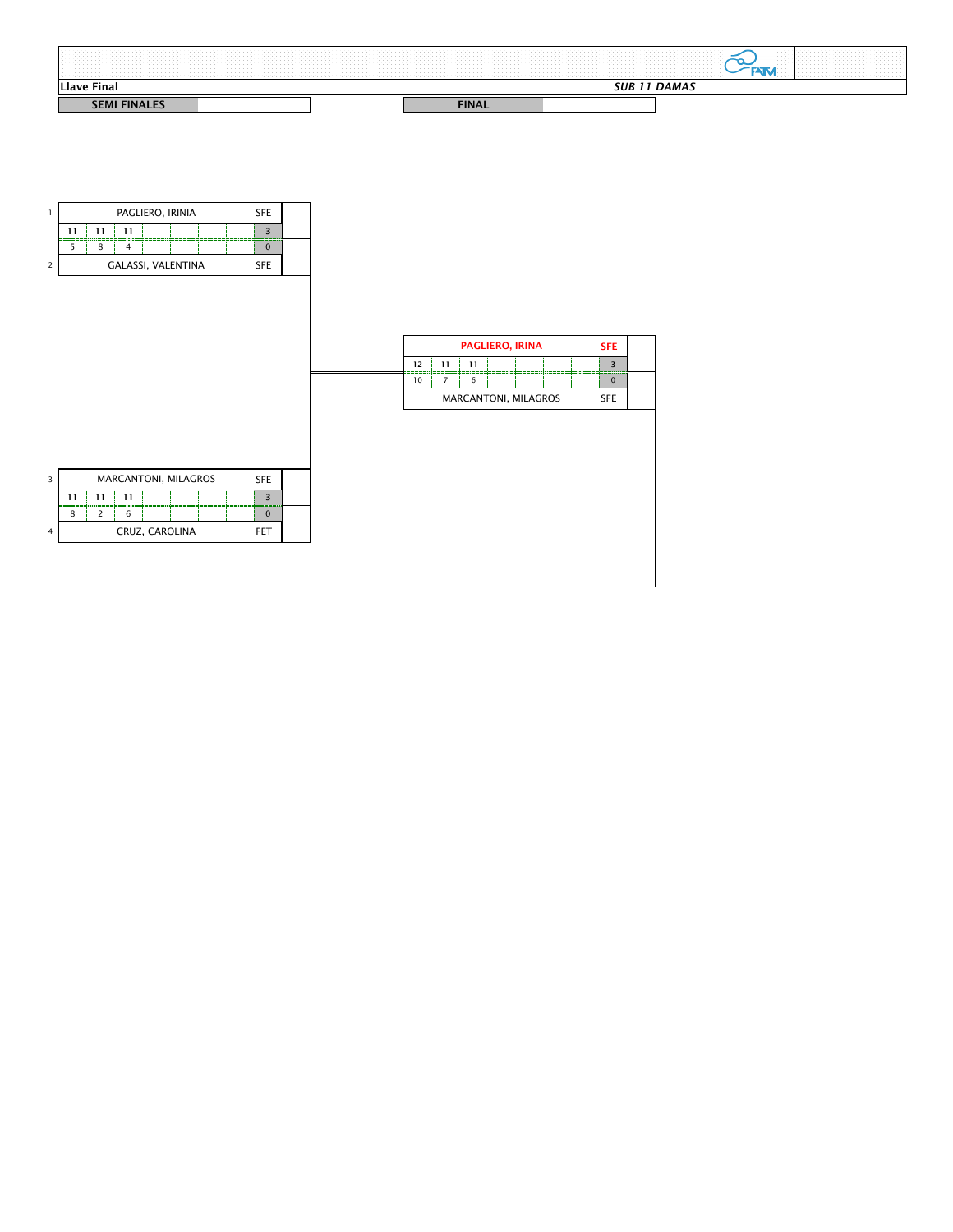**Llave Final** *SUB 11 DAMAS*

## SEMI FINALES

| # | Jugador | Set 1 | Set 2 | Set 3 | Set 4 | Set 5 | Sets | Asoc. |
|---|---|---|---|---|---|---|---|---|
| 1 | PAGLIERO, IRINIA | 11 | 11 | 11 | | | 3 | SFE |
| 2 | GALASSI, VALENTINA | 5 | 8 | 4 | | | 0 | SFE |

| # | Jugador | Set 1 | Set 2 | Set 3 | Set 4 | Set 5 | Sets | Asoc. |
|---|---|---|---|---|---|---|---|---|
| 3 | MARCANTONI, MILAGROS | 11 | 11 | 11 | | | 3 | SFE |
| 4 | CRUZ, CAROLINA | 8 | 2 | 6 | | | 0 | FET |

## FINAL

| Jugador | Set 1 | Set 2 | Set 3 | Set 4 | Set 5 | Sets | Asoc. |
|---|---|---|---|---|---|---|---|
| **PAGLIERO, IRINA** | 12 | 11 | 11 | | | 3 | **SFE** |
| MARCANTONI, MILAGROS | 10 | 7 | 6 | | | 0 | SFE |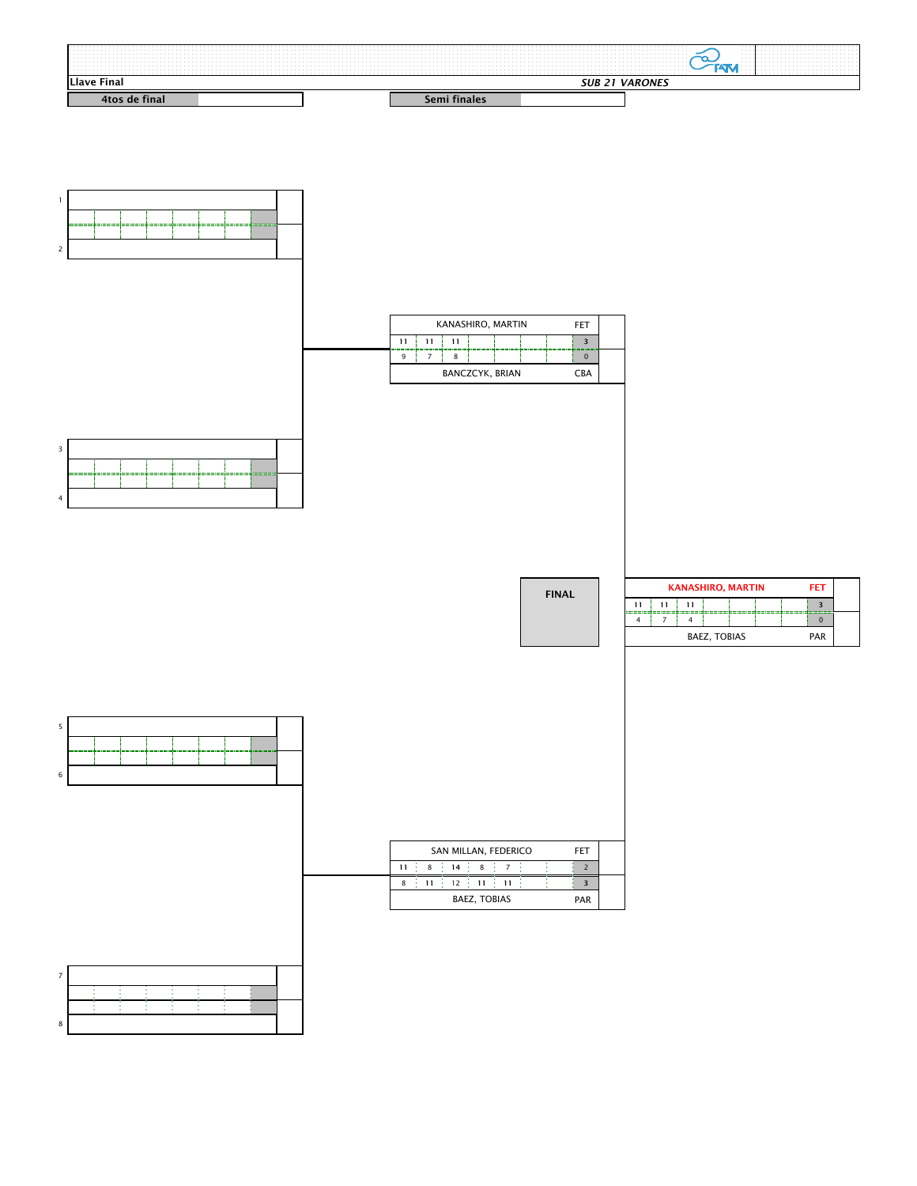**Llave Final** *SUB 21 VARONES*

**4tos de final** | **Semi finales**

1

2

3

4

5

6

7

8

### Semi finales

| Jugador | Club | | | | | | | | Sets |
|---|---|---|---|---|---|---|---|---|---|
| KANASHIRO, MARTIN | FET | 11 | 11 | 11 | | | | | 3 |
| BANCZCYK, BRIAN | CBA | 9 | 7 | 8 | | | | | 0 |

| Jugador | Club | | | | | | | | Sets |
|---|---|---|---|---|---|---|---|---|---|
| SAN MILLAN, FEDERICO | FET | 11 | 8 | 14 | 8 | 7 | | | 2 |
| BAEZ, TOBIAS | PAR | 8 | 11 | 12 | 11 | 11 | | | 3 |

### FINAL

| Jugador | Club | | | | | | | | Sets |
|---|---|---|---|---|---|---|---|---|---|
| KANASHIRO, MARTIN | FET | 11 | 11 | 11 | | | | | 3 |
| BAEZ, TOBIAS | PAR | 4 | 7 | 4 | | | | | 0 |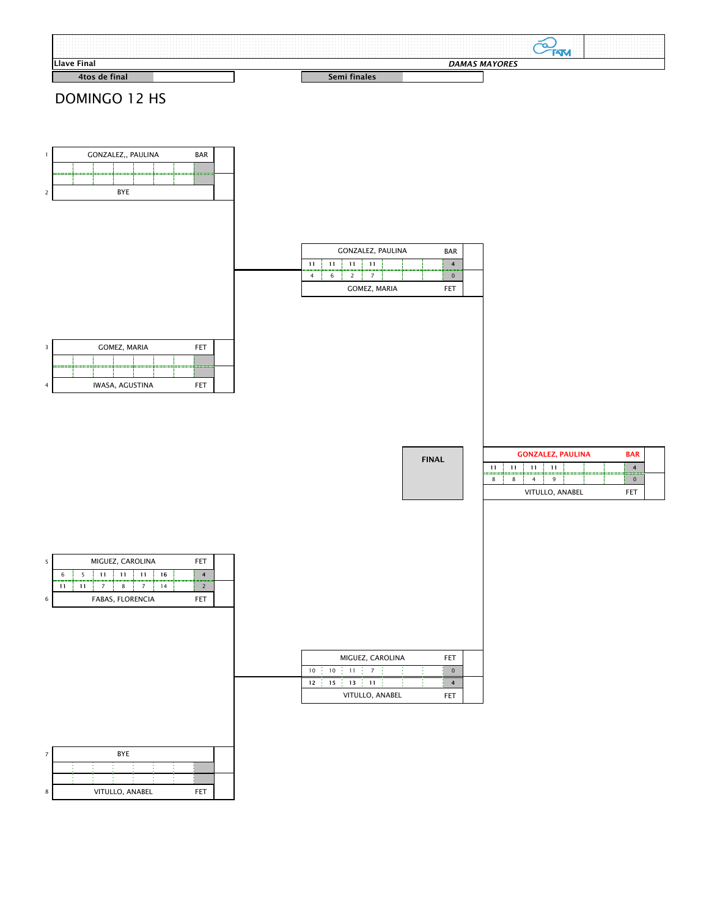**Llave Final** — *DAMAS MAYORES*

| 4tos de final | Semi finales |
|---|---|

# DOMINGO 12 HS

## 4tos de final

| # | Jugador | Club | Set 1 | Set 2 | Set 3 | Set 4 | Set 5 | Set 6 | Set 7 | Sets |
|---|---|---|---|---|---|---|---|---|---|---|
| 1 | GONZALEZ,, PAULINA | BAR | | | | | | | | |
| 2 | BYE | | | | | | | | | |

| # | Jugador | Club | Set 1 | Set 2 | Set 3 | Set 4 | Set 5 | Set 6 | Set 7 | Sets |
|---|---|---|---|---|---|---|---|---|---|---|
| 3 | GOMEZ, MARIA | FET | | | | | | | | |
| 4 | IWASA, AGUSTINA | FET | | | | | | | | |

| # | Jugador | Club | Set 1 | Set 2 | Set 3 | Set 4 | Set 5 | Set 6 | Set 7 | Sets |
|---|---|---|---|---|---|---|---|---|---|---|
| 5 | MIGUEZ, CAROLINA | FET | 6 | 5 | 11 | 11 | 11 | 16 | | 4 |
| 6 | FABAS, FLORENCIA | FET | 11 | 11 | 7 | 8 | 7 | 14 | | 2 |

| # | Jugador | Club | Set 1 | Set 2 | Set 3 | Set 4 | Set 5 | Set 6 | Set 7 | Sets |
|---|---|---|---|---|---|---|---|---|---|---|
| 7 | BYE | | | | | | | | | |
| 8 | VITULLO, ANABEL | FET | | | | | | | | |

## Semi finales

| Jugador | Club | Set 1 | Set 2 | Set 3 | Set 4 | Set 5 | Set 6 | Set 7 | Sets |
|---|---|---|---|---|---|---|---|---|---|
| GONZALEZ, PAULINA | BAR | 11 | 11 | 11 | 11 | | | | 4 |
| GOMEZ, MARIA | FET | 4 | 6 | 2 | 7 | | | | 0 |

| Jugador | Club | Set 1 | Set 2 | Set 3 | Set 4 | Set 5 | Set 6 | Set 7 | Sets |
|---|---|---|---|---|---|---|---|---|---|
| MIGUEZ, CAROLINA | FET | 10 | 10 | 11 | 7 | | | | 0 |
| VITULLO, ANABEL | FET | 12 | 15 | 13 | 11 | | | | 4 |

## FINAL

| Jugador | Club | Set 1 | Set 2 | Set 3 | Set 4 | Set 5 | Set 6 | Set 7 | Sets |
|---|---|---|---|---|---|---|---|---|---|
| GONZALEZ, PAULINA | BAR | 11 | 11 | 11 | 11 | | | | 4 |
| VITULLO, ANABEL | FET | 8 | 8 | 4 | 9 | | | | 0 |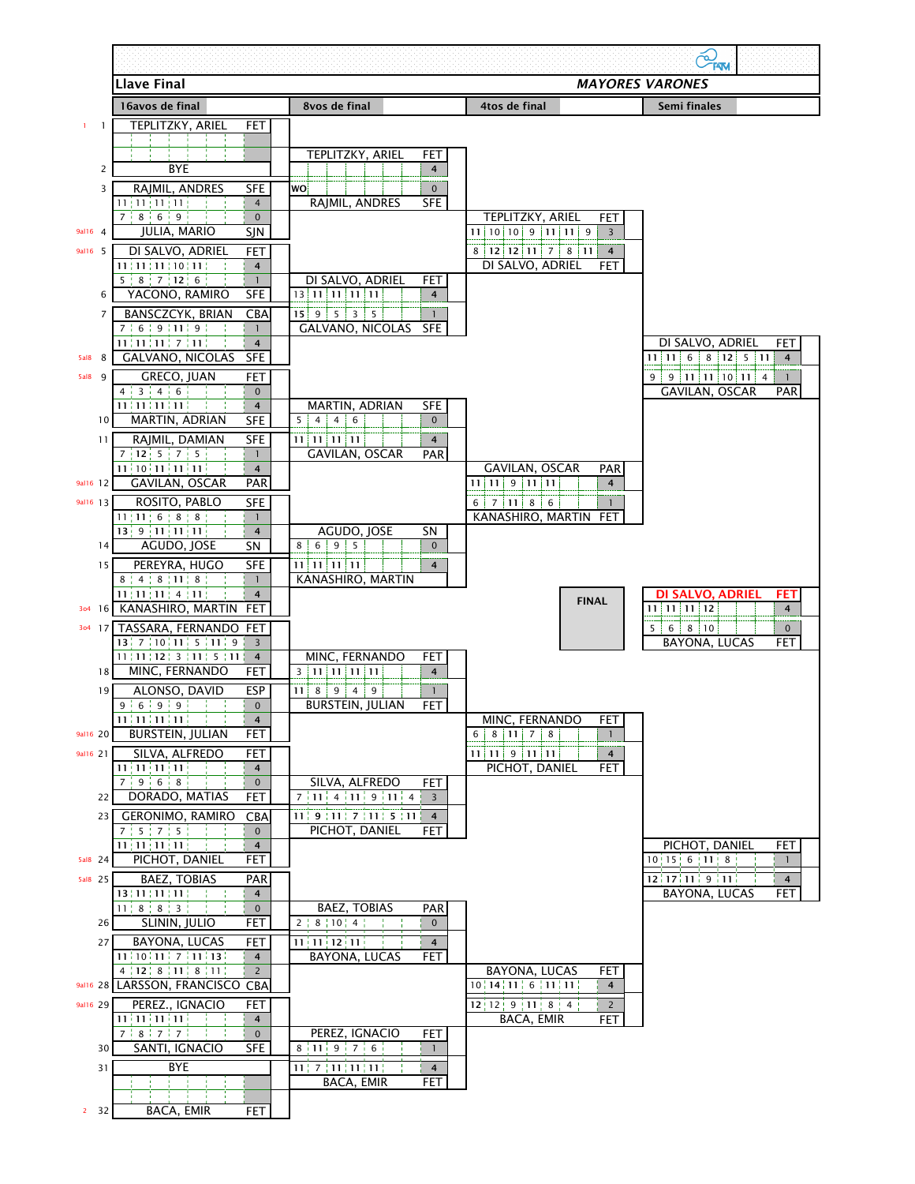## Llave Final

**MAYORES VARONES**

### 16avos de final

| Seed | # | Player | Club | Game scores | Sets |
|---|---|---|---|---|---|
| 1 | 1 | TEPLITZKY, ARIEL | FET | | |
| | 2 | BYE | | | |
| | 3 | RAJMIL, ANDRES | SFE | 11 11 11 11 | 4 |
| 9al16 | 4 | JULIA, MARIO | SJN | 7 8 6 9 | 0 |
| 9al16 | 5 | DI SALVO, ADRIEL | FET | 11 11 11 10 11 | 4 |
| | 6 | YACONO, RAMIRO | SFE | 5 8 7 12 6 | 1 |
| | 7 | BANSCZCYK, BRIAN | CBA | 7 6 9 11 9 | 1 |
| 5al8 | 8 | GALVANO, NICOLAS | SFE | 11 11 11 7 11 | 4 |
| 5al8 | 9 | GRECO, JUAN | FET | 4 3 4 6 | 0 |
| | 10 | MARTIN, ADRIAN | SFE | 11 11 11 11 | 4 |
| | 11 | RAJMIL, DAMIAN | SFE | 7 12 5 7 5 | 1 |
| 9al16 | 12 | GAVILAN, OSCAR | PAR | 11 10 11 11 11 | 4 |
| 9al16 | 13 | ROSITO, PABLO | SFE | 11 11 6 8 8 | 1 |
| | 14 | AGUDO, JOSE | SN | 13 9 11 11 11 | 4 |
| | 15 | PEREYRA, HUGO | SFE | 8 4 8 11 8 | 1 |
| 3o4 | 16 | KANASHIRO, MARTIN | FET | 11 11 11 4 11 | 4 |
| 3o4 | 17 | TASSARA, FERNANDO | FET | 13 7 10 11 5 11 9 | 3 |
| | 18 | MINC, FERNANDO | FET | 11 11 12 3 11 5 11 | 4 |
| | 19 | ALONSO, DAVID | ESP | 9 6 9 9 | 0 |
| 9al16 | 20 | BURSTEIN, JULIAN | FET | 11 11 11 11 | 4 |
| 9al16 | 21 | SILVA, ALFREDO | FET | 11 11 11 11 | 4 |
| | 22 | DORADO, MATIAS | FET | 7 9 6 8 | 0 |
| | 23 | GERONIMO, RAMIRO | CBA | 7 5 7 5 | 0 |
| 5al8 | 24 | PICHOT, DANIEL | FET | 11 11 11 11 | 4 |
| 5al8 | 25 | BAEZ, TOBIAS | PAR | 13 11 11 11 | 4 |
| | 26 | SLININ, JULIO | FET | 11 8 8 3 | 0 |
| | 27 | BAYONA, LUCAS | FET | 11 10 11 7 11 13 | 4 |
| 9al16 | 28 | LARSSON, FRANCISCO | CBA | 4 12 8 11 8 11 | 2 |
| 9al16 | 29 | PEREZ., IGNACIO | FET | 11 11 11 11 | 4 |
| | 30 | SANTI, IGNACIO | SFE | 7 8 7 7 | 0 |
| | 31 | BYE | | | |
| 2 | 32 | BACA, EMIR | FET | | |

### 8vos de final

| Player | Club | Game scores | Sets |
|---|---|---|---|
| TEPLITZKY, ARIEL | FET | | 4 |
| RAJMIL, ANDRES | SFE | WO | 0 |
| DI SALVO, ADRIEL | FET | 13 11 11 11 11 | 4 |
| GALVANO, NICOLAS | SFE | 15 9 5 3 5 | 1 |
| MARTIN, ADRIAN | SFE | 5 4 4 6 | 0 |
| GAVILAN, OSCAR | PAR | 11 11 11 11 | 4 |
| AGUDO, JOSE | SN | 8 6 9 5 | 0 |
| KANASHIRO, MARTIN | | 11 11 11 11 | 4 |
| MINC, FERNANDO | FET | 3 11 11 11 11 | 4 |
| BURSTEIN, JULIAN | FET | 11 8 9 4 9 | 1 |
| SILVA, ALFREDO | FET | 7 11 4 11 9 11 4 | 3 |
| PICHOT, DANIEL | FET | 11 9 11 7 11 5 11 | 4 |
| BAEZ, TOBIAS | PAR | 2 8 10 4 | 0 |
| BAYONA, LUCAS | FET | 11 11 12 11 | 4 |
| PEREZ, IGNACIO | FET | 8 11 9 7 6 | 1 |
| BACA, EMIR | FET | 11 7 11 11 11 | 4 |

### 4tos de final

| Player | Club | Game scores | Sets |
|---|---|---|---|
| TEPLITZKY, ARIEL | FET | 11 10 10 9 11 11 9 | 3 |
| DI SALVO, ADRIEL | FET | 8 12 12 11 7 8 11 | 4 |
| GAVILAN, OSCAR | PAR | 11 11 9 11 11 | 4 |
| KANASHIRO, MARTIN | FET | 6 7 11 8 6 | 1 |
| MINC, FERNANDO | FET | 6 8 11 7 8 | 1 |
| PICHOT, DANIEL | FET | 11 11 9 11 11 | 4 |
| BAYONA, LUCAS | FET | 10 14 11 6 11 11 | 4 |
| BACA, EMIR | FET | 12 12 9 11 8 4 | 2 |

### Semi finales

| Player | Club | Game scores | Sets |
|---|---|---|---|
| DI SALVO, ADRIEL | FET | 11 11 6 8 12 5 11 | 4 |
| GAVILAN, OSCAR | PAR | 9 9 11 11 10 11 4 | 1 |
| PICHOT, DANIEL | FET | 10 15 6 11 8 | 1 |
| BAYONA, LUCAS | FET | 12 17 11 9 11 | 4 |

### FINAL

| Player | Club | Game scores | Sets |
|---|---|---|---|
| **DI SALVO, ADRIEL** | **FET** | 11 11 11 12 | 4 |
| BAYONA, LUCAS | FET | 5 6 8 10 | 0 |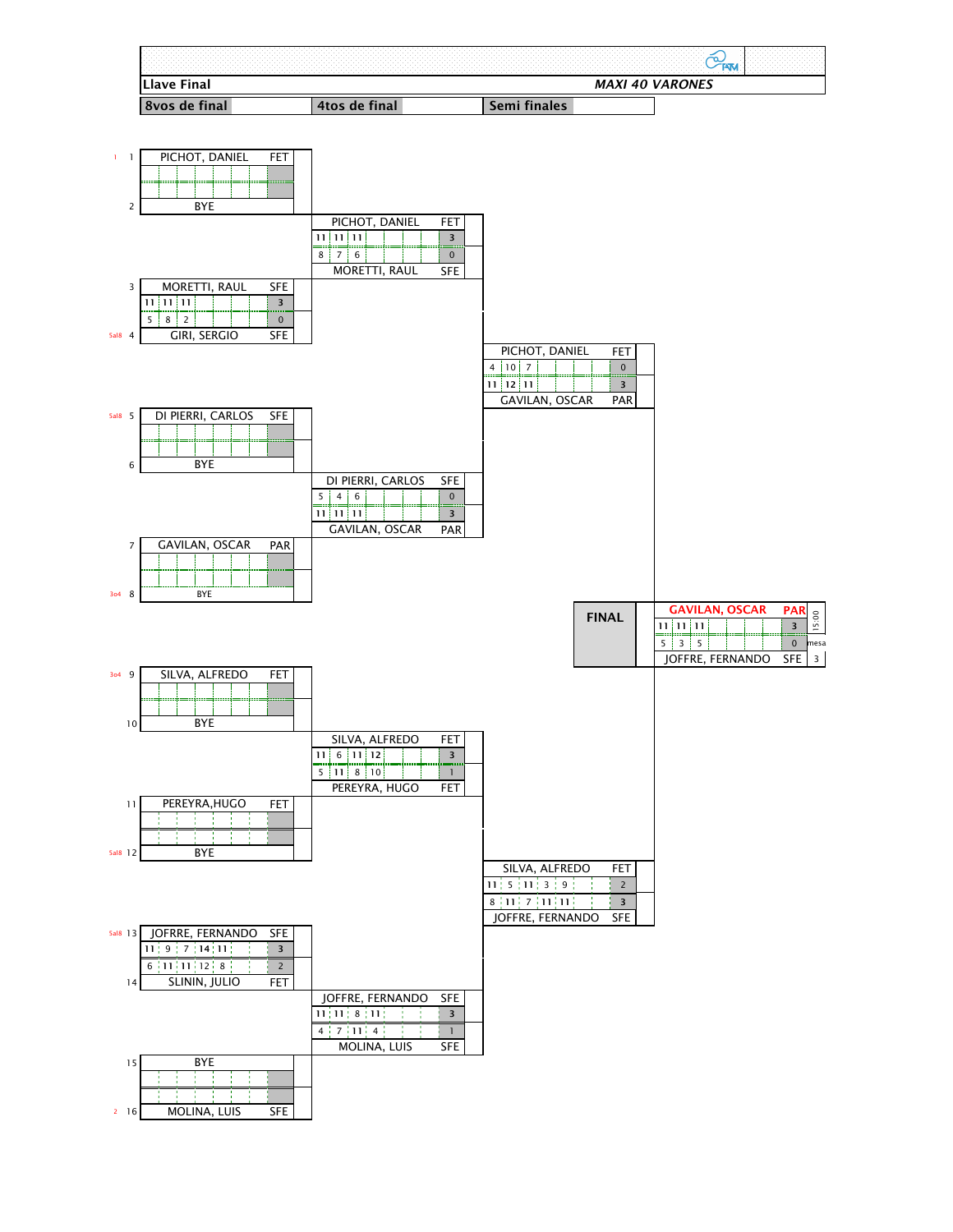**Llave Final** — *MAXI 40 VARONES*

## 8vos de final

| Seed | # | Player | Club | Games | Sets |
|---|---|---|---|---|---|
| 1 | 1 | PICHOT, DANIEL | FET | | |
| | 2 | BYE | | | |
| | 3 | MORETTI, RAUL | SFE | 11 11 11 | 3 |
| Sal8 | 4 | GIRI, SERGIO | SFE | 5 8 2 | 0 |
| Sal8 | 5 | DI PIERRI, CARLOS | SFE | | |
| | 6 | BYE | | | |
| | 7 | GAVILAN, OSCAR | PAR | | |
| 3o4 | 8 | BYE | | | |
| 3o4 | 9 | SILVA, ALFREDO | FET | | |
| | 10 | BYE | | | |
| | 11 | PEREYRA,HUGO | FET | | |
| Sal8 | 12 | BYE | | | |
| Sal8 | 13 | JOFFRE, FERNANDO | SFE | 11 9 7 14 11 | 3 |
| | 14 | SLININ, JULIO | FET | 6 11 11 12 8 | 2 |
| | 15 | BYE | | | |
| 2 | 16 | MOLINA, LUIS | SFE | | |

## 4tos de final

| Player | Club | Games | Sets |
|---|---|---|---|
| PICHOT, DANIEL | FET | 11 11 11 | 3 |
| MORETTI, RAUL | SFE | 8 7 6 | 0 |
| DI PIERRI, CARLOS | SFE | 5 4 6 | 0 |
| GAVILAN, OSCAR | PAR | 11 11 11 | 3 |
| SILVA, ALFREDO | FET | 11 6 11 12 | 3 |
| PEREYRA, HUGO | FET | 5 11 8 10 | 1 |
| JOFFRE, FERNANDO | SFE | 11 11 8 11 | 3 |
| MOLINA, LUIS | SFE | 4 7 11 4 | 1 |

## Semi finales

| Player | Club | Games | Sets |
|---|---|---|---|
| PICHOT, DANIEL | FET | 4 10 7 | 0 |
| GAVILAN, OSCAR | PAR | 11 12 11 | 3 |
| SILVA, ALFREDO | FET | 11 5 11 3 9 | 2 |
| JOFFRE, FERNANDO | SFE | 8 11 7 11 11 | 3 |

## FINAL

| Player | Club | Games | Sets |
|---|---|---|---|
| GAVILAN, OSCAR | PAR | 11 11 11 | 3 |
| JOFFRE, FERNANDO | SFE | 5 3 5 | 0 |

15:00 — mesa 3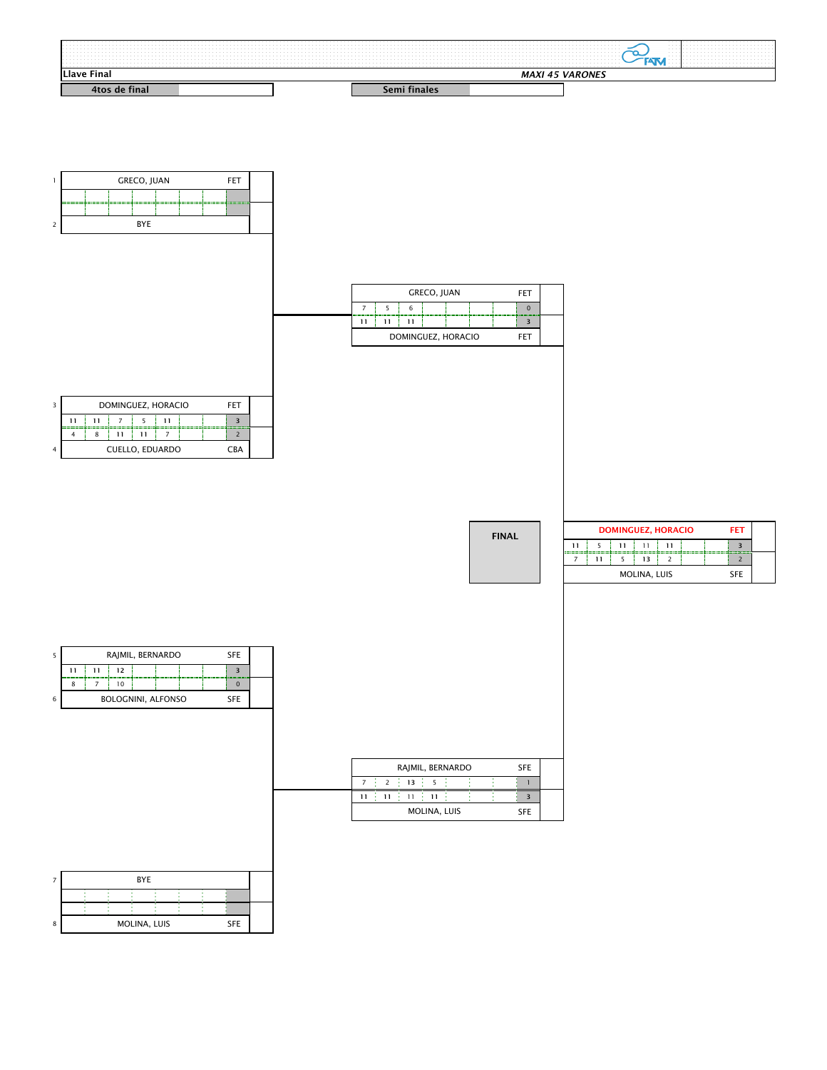**Llave Final** — *MAXI 45 VARONES*

## 4tos de final

| # | Jugador | Asoc. | Set 1 | Set 2 | Set 3 | Set 4 | Set 5 | Sets |
|---|---|---|---|---|---|---|---|---|
| 1 | GRECO, JUAN | FET | | | | | | |
| 2 | BYE | | | | | | | |

| # | Jugador | Asoc. | Set 1 | Set 2 | Set 3 | Set 4 | Set 5 | Sets |
|---|---|---|---|---|---|---|---|---|
| 3 | DOMINGUEZ, HORACIO | FET | 11 | 11 | 7 | 5 | 11 | 3 |
| 4 | CUELLO, EDUARDO | CBA | 4 | 8 | 11 | 11 | 7 | 2 |

| # | Jugador | Asoc. | Set 1 | Set 2 | Set 3 | Set 4 | Set 5 | Sets |
|---|---|---|---|---|---|---|---|---|
| 5 | RAJMIL, BERNARDO | SFE | 11 | 11 | 12 | | | 3 |
| 6 | BOLOGNINI, ALFONSO | SFE | 8 | 7 | 10 | | | 0 |

| # | Jugador | Asoc. | Set 1 | Set 2 | Set 3 | Set 4 | Set 5 | Sets |
|---|---|---|---|---|---|---|---|---|
| 7 | BYE | | | | | | | |
| 8 | MOLINA, LUIS | SFE | | | | | | |

## Semi finales

| Jugador | Asoc. | Set 1 | Set 2 | Set 3 | Set 4 | Set 5 | Sets |
|---|---|---|---|---|---|---|---|
| GRECO, JUAN | FET | 7 | 5 | 6 | | | 0 |
| DOMINGUEZ, HORACIO | FET | 11 | 11 | 11 | | | 3 |

| Jugador | Asoc. | Set 1 | Set 2 | Set 3 | Set 4 | Set 5 | Sets |
|---|---|---|---|---|---|---|---|
| RAJMIL, BERNARDO | SFE | 7 | 2 | 13 | 5 | | 1 |
| MOLINA, LUIS | SFE | 11 | 11 | 11 | 11 | | 3 |

## FINAL

| Jugador | Asoc. | Set 1 | Set 2 | Set 3 | Set 4 | Set 5 | Sets |
|---|---|---|---|---|---|---|---|
| DOMINGUEZ, HORACIO | FET | 11 | 5 | 11 | 11 | 11 | 3 |
| MOLINA, LUIS | SFE | 7 | 11 | 5 | 13 | 2 | 2 |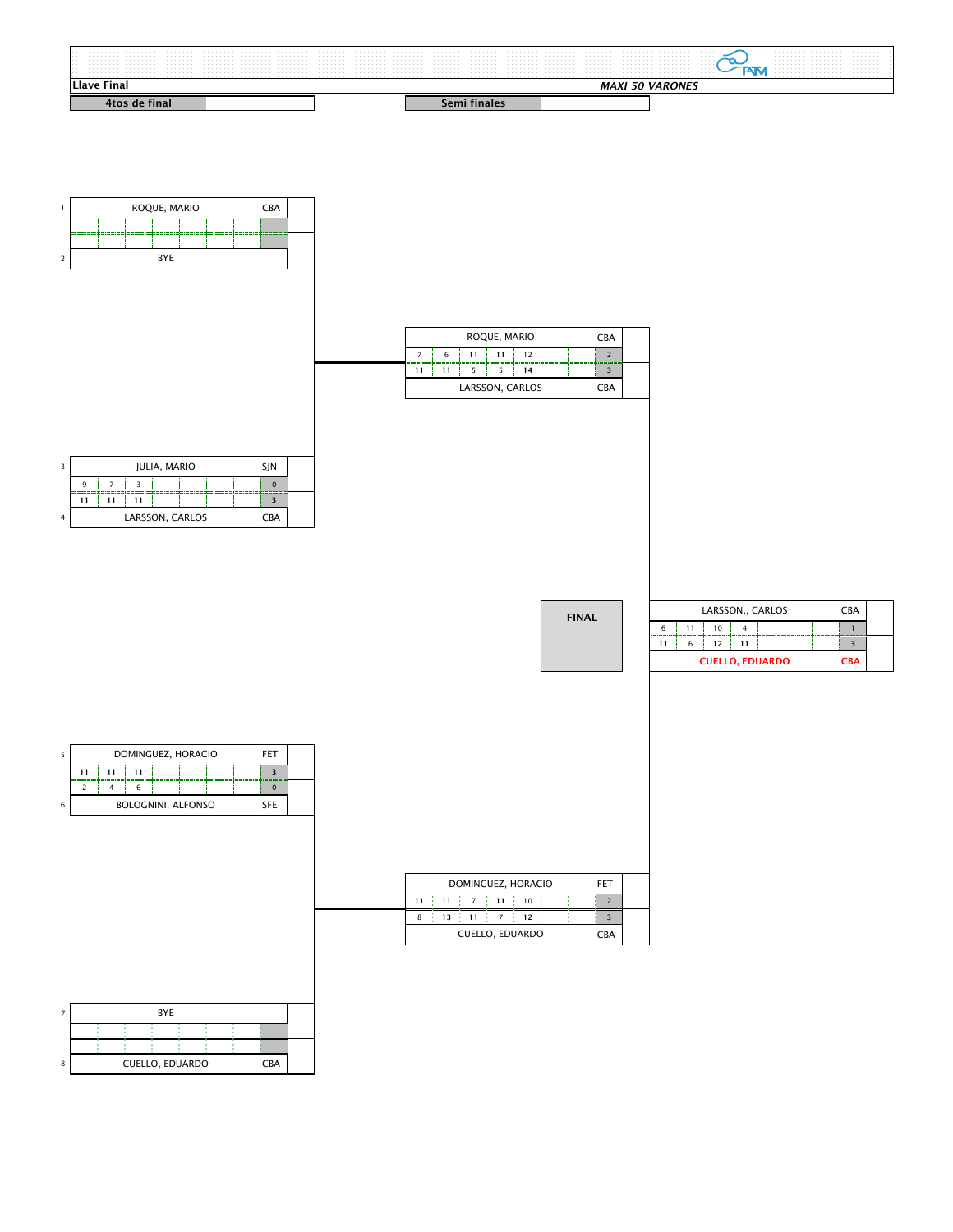**Llave Final** — *MAXI 50 VARONES*

## 4tos de final

| # | Jugador | Asoc. | 1 | 2 | 3 | 4 | 5 | Sets |
|---|---|---|---|---|---|---|---|---|
| 1 | ROQUE, MARIO | CBA | | | | | | |
| 2 | BYE | | | | | | | |

| # | Jugador | Asoc. | 1 | 2 | 3 | 4 | 5 | Sets |
|---|---|---|---|---|---|---|---|---|
| 3 | JULIA, MARIO | SJN | 9 | 7 | 3 | | | 0 |
| 4 | LARSSON, CARLOS | CBA | 11 | 11 | 11 | | | 3 |

| # | Jugador | Asoc. | 1 | 2 | 3 | 4 | 5 | Sets |
|---|---|---|---|---|---|---|---|---|
| 5 | DOMINGUEZ, HORACIO | FET | 11 | 11 | 11 | | | 3 |
| 6 | BOLOGNINI, ALFONSO | SFE | 2 | 4 | 6 | | | 0 |

| # | Jugador | Asoc. | 1 | 2 | 3 | 4 | 5 | Sets |
|---|---|---|---|---|---|---|---|---|
| 7 | BYE | | | | | | | |
| 8 | CUELLO, EDUARDO | CBA | | | | | | |

## Semi finales

| Jugador | Asoc. | 1 | 2 | 3 | 4 | 5 | Sets |
|---|---|---|---|---|---|---|---|
| ROQUE, MARIO | CBA | 7 | 6 | 11 | 11 | 12 | 2 |
| LARSSON, CARLOS | CBA | 11 | 11 | 5 | 5 | 14 | 3 |

| Jugador | Asoc. | 1 | 2 | 3 | 4 | 5 | Sets |
|---|---|---|---|---|---|---|---|
| DOMINGUEZ, HORACIO | FET | 11 | 11 | 7 | 11 | 10 | 2 |
| CUELLO, EDUARDO | CBA | 8 | 13 | 11 | 7 | 12 | 3 |

## FINAL

| Jugador | Asoc. | 1 | 2 | 3 | 4 | 5 | Sets |
|---|---|---|---|---|---|---|---|
| LARSSON., CARLOS | CBA | 6 | 11 | 10 | 4 | | 1 |
| **CUELLO, EDUARDO** | **CBA** | 11 | 6 | 12 | 11 | | 3 |